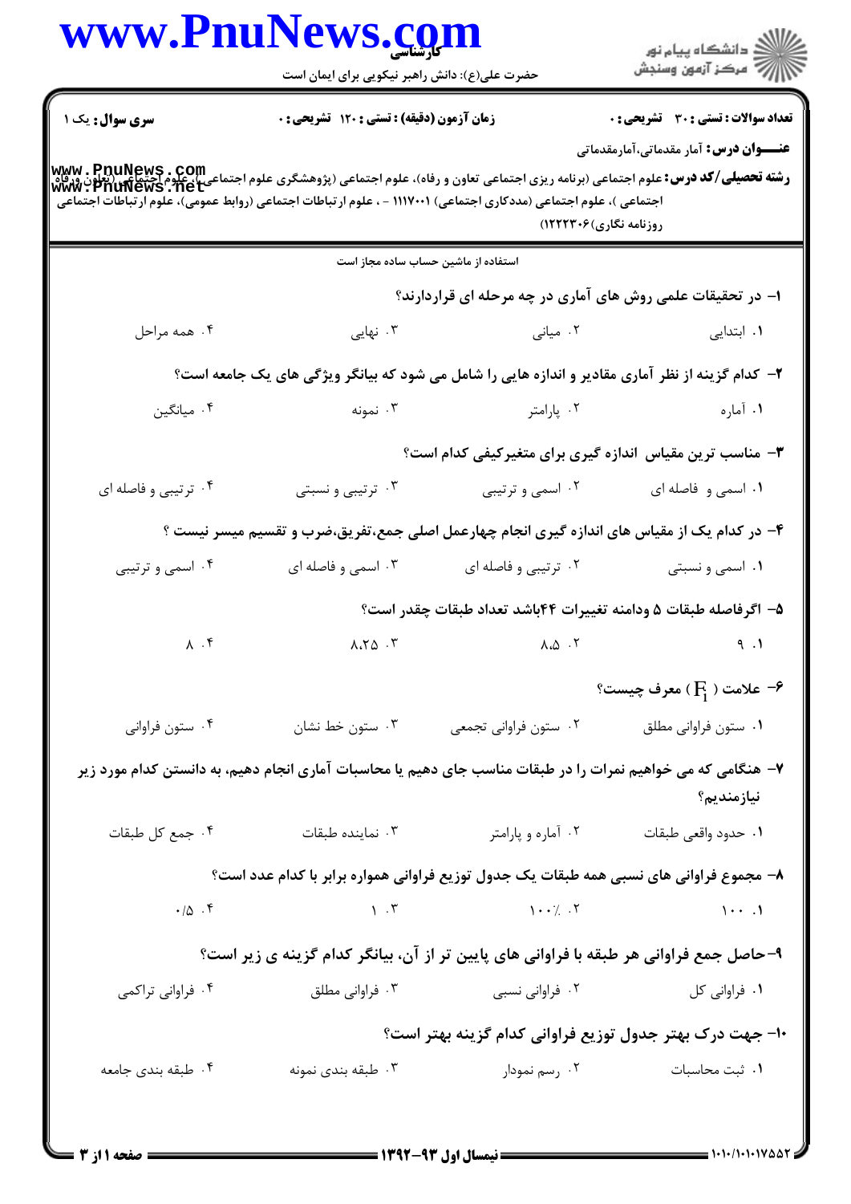**سری سوال:** یک ۱

**زمان آزمون (دقیقه) : تستی : ۱۲۰ تشریحی : ۰**

**تعداد سوالات : تستی : ۳۰ تشریحی : ۰**

**عنـــوان درس:** آمار مقدماتی،آمارمقدماتی

**رشته تحصیلی/کد درس:** علوم اجتماعی (برنامه ریزی اجتماعی تعاون و رفاه)، علوم اجتماعی (پژوهشگری علوم اجتماعی)، علوم اجتماعی (تعاون ورفاه اجتماعی )، علوم اجتماعی (مددکاری اجتماعی) ۱۱۱۷۰۰۱ - ، علوم ارتباطات اجتماعی (روابط عمومی)، علوم ارتباطات اجتماعی روزنامه نگاری) ۱۲۲۲۳۰۶)

استفاده از ماشین حساب ساده مجاز است

۱- در تحقیقات علمی روش های آماری در چه مرحله ای قراردارند؟

۱. ابتدایی
۲. میانی
۳. نهایی
۴. همه مراحل

۲- کدام گزینه از نظر آماری مقادیر و اندازه هایی را شامل می شود که بیانگر ویژگی های یک جامعه است؟

۱. آماره
۲. پارامتر
۳. نمونه
۴. میانگین

۳- مناسب ترین مقیاس اندازه گیری برای متغیرکیفی کدام است؟

۱. اسمی و فاصله ای
۲. اسمی و ترتیبی
۳. ترتیبی و نسبتی
۴. ترتیبی و فاصله ای

۴- در کدام یک از مقیاس های اندازه گیری انجام چهارعمل اصلی جمع،تفریق،ضرب و تقسیم میسر نیست ؟

۱. اسمی و نسبتی
۲. ترتیبی و فاصله ای
۳. اسمی و فاصله ای
۴. اسمی و ترتیبی

۵- اگرفاصله طبقات ۵ ودامنه تغییرات ۴۴باشد تعداد طبقات چقدر است؟

۱. ۹
۲. ۸.۵
۳. ۸.۲۵
۴. ۸

۶- علامت ( $F_i$ ) معرف چیست؟

۱. ستون فراوانی مطلق
۲. ستون فراوانی تجمعی
۳. ستون خط نشان
۴. ستون فراوانی

۷- هنگامی که می خواهیم نمرات را در طبقات مناسب جای دهیم یا محاسبات آماری انجام دهیم، به دانستن کدام مورد زیر نیازمندیم؟

۱. حدود واقعی طبقات
۲. آماره و پارامتر
۳. نماینده طبقات
۴. جمع کل طبقات

۸- مجموع فراوانی های نسبی همه طبقات یک جدول توزیع فراوانی همواره برابر با کدام عدد است؟

۱. ۱۰۰
۲. ۱۰۰٪
۳. ۱
۴. ۰/۵

۹-حاصل جمع فراوانی هر طبقه با فراوانی های پایین تر از آن، بیانگر کدام گزینه ی زیر است؟

۱. فراوانی کل
۲. فراوانی نسبی
۳. فراوانی مطلق
۴. فراوانی تراکمی

۱۰- جهت درک بهتر جدول توزیع فراوانی کدام گزینه بهتر است؟

۱. ثبت محاسبات
۲. رسم نمودار
۳. طبقه بندی نمونه
۴. طبقه بندی جامعه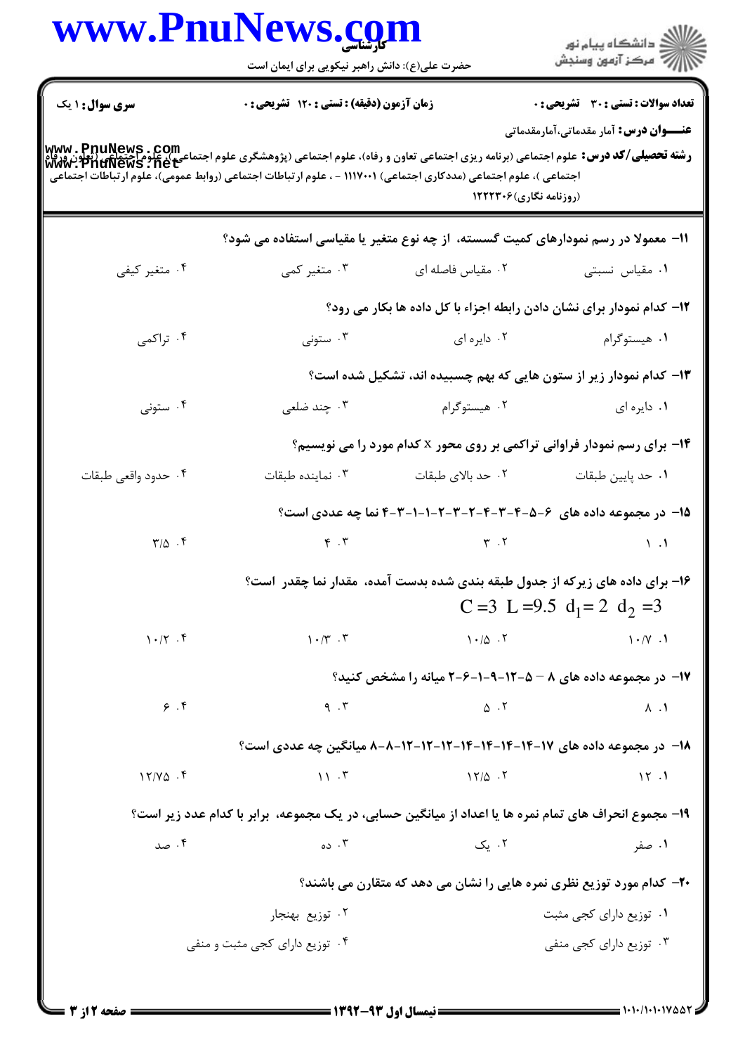**سری سوال:** ۱ یک

**زمان آزمون (دقیقه) : تستی :** ۱۲۰ **تشریحی :** ۰

**تعداد سوالات : تستی :** ۳۰ **تشریحی :** ۰

**عنـــوان درس:** آمار مقدماتی،آمارمقدماتی

**رشته تحصیلی/کد درس:** علوم اجتماعی (برنامه ریزی اجتماعی تعاون و رفاه)، علوم اجتماعی (پژوهشگری علوم اجتماعی )، علوم اجتماعی (تعاون ورفاه اجتماعی )، علوم اجتماعی (مددکاری اجتماعی) ۱۱۱۷۰۰۱ - ، علوم ارتباطات اجتماعی (روابط عمومی)، علوم ارتباطات اجتماعی (روزنامه نگاری)۱۲۲۲۳۰۶

---

۱۱- معمولا در رسم نمودارهای کمیت گسسته، از چه نوع متغیر یا مقیاسی استفاده می شود؟

۱. مقیاس نسبتی ۲. مقیاس فاصله ای ۳. متغیر کمی ۴. متغیر کیفی

۱۲- کدام نمودار برای نشان دادن رابطه اجزاء با کل داده ها بکار می رود؟

۱. هیستوگرام ۲. دایره ای ۳. ستونی ۴. تراکمی

۱۳- کدام نمودار زیر از ستون هایی که بهم چسبیده اند، تشکیل شده است؟

۱. دایره ای ۲. هیستوگرام ۳. چند ضلعی ۴. ستونی

۱۴- برای رسم نمودار فراوانی تراکمی بر روی محور x کدام مورد را می نویسیم؟

۱. حد پایین طبقات ۲. حد بالای طبقات ۳. نماینده طبقات ۴. حدود واقعی طبقات

۱۵- در مجموعه داده های ۶-۵-۴-۳-۴-۲-۳-۲-۱-۱-۳-۴ نما چه عددی است؟

۱. ۱ ۲. ۳ ۳. ۴ ۴. ۳/۵

۱۶- برای داده های زیرکه از جدول طبقه بندی شده بدست آمده، مقدار نما چقدر است؟

$$C=3 \quad L=9.5 \quad d_1=2 \quad d_2=3$$

۱. ۱۰/۷ ۲. ۱۰/۵ ۳. ۱۰/۳ ۴. ۱۰/۲

۱۷- در مجموعه داده های ۸ - ۵-۱۲-۹-۱-۶-۲ میانه را مشخص کنید؟

۱. ۸ ۲. ۵ ۳. ۹ ۴. ۶

۱۸- در مجموعه داده های ۱۷-۱۴-۱۴-۱۴-۱۴-۱۲-۱۲-۱۲-۸-۸ میانگین چه عددی است؟

۱. ۱۲ ۲. ۱۲/۵ ۳. ۱۱ ۴. ۱۲/۷۵

۱۹- مجموع انحراف های تمام نمره ها یا اعداد از میانگین حسابی، در یک مجموعه، برابر با کدام عدد زیر است؟

۱. صفر ۲. یک ۳. ده ۴. صد

۲۰- کدام مورد توزیع نظری نمره هایی را نشان می دهد که متقارن می باشند؟

۱. توزیع دارای کجی مثبت ۲. توزیع بهنجار ۳. توزیع دارای کجی منفی ۴. توزیع دارای کجی مثبت و منفی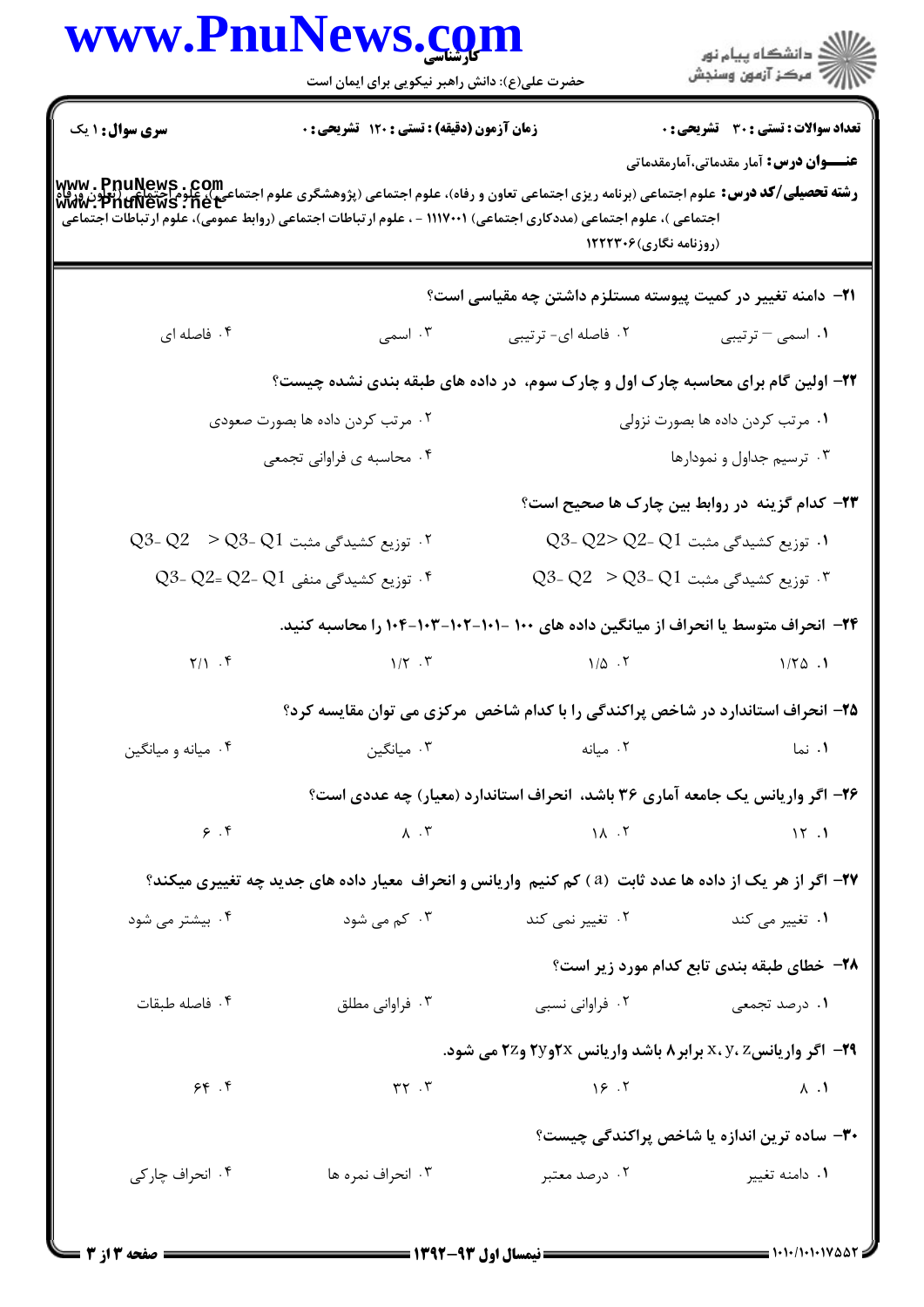**سری سوال:** ۱ یک

**زمان آزمون (دقیقه) : تستی : ۱۲۰ تشریحی : ۰**

**تعداد سوالات : تستی : ۳۰ تشریحی : ۰**

**عنـــوان درس:** آمار مقدماتی،آمارمقدماتی

**رشته تحصیلی/کد درس:** علوم اجتماعی (برنامه ریزی اجتماعی تعاون و رفاه)، علوم اجتماعی (پژوهشگری علوم اجتماعی )، علوم اجتماعی (تعاون ورفاه اجتماعی )، علوم اجتماعی (مددکاری اجتماعی) ۱۱۱۷۰۰۱ - ، علوم ارتباطات اجتماعی (روابط عمومی)، علوم ارتباطات اجتماعی (روزنامه نگاری)۱۲۲۲۳۰۶

---

**۲۱- دامنه تغییر در کمیت پیوسته مستلزم داشتن چه مقیاسی است؟**

۱. اسمی – ترتیبی
۲. فاصله ای- ترتیبی
۳. اسمی
۴. فاصله ای

**۲۲- اولین گام برای محاسبه چارک اول و چارک سوم، در داده های طبقه بندی نشده چیست؟**

۱. مرتب کردن داده ها بصورت نزولی
۲. مرتب کردن داده ها بصورت صعودی
۳. ترسیم جداول و نمودارها
۴. محاسبه ی فراوانی تجمعی

**۲۳- کدام گزینه در روابط بین چارک ها صحیح است؟**

۱. توزیع کشیدگی مثبت $Q3-Q2 > Q2-Q1$
۲. توزیع کشیدگی مثبت $Q3-Q1 > Q3-Q2$
۳. توزیع کشیدگی مثبت $Q3-Q1 > Q3-Q2$
۴. توزیع کشیدگی منفی $Q3-Q2 = Q2-Q1$

**۲۴- انحراف متوسط یا انحراف از میانگین داده های ۱۰۰ -۱۰۱-۱۰۲-۱۰۳-۱۰۴ را محاسبه کنید.**

۱. ۱/۲۵
۲. ۱/۵
۳. ۱/۲
۴. ۲/۱

**۲۵- انحراف استاندارد در شاخص پراکندگی را با کدام شاخص مرکزی می توان مقایسه کرد؟**

۱. نما
۲. میانه
۳. میانگین
۴. میانه و میانگین

**۲۶- اگر واریانس یک جامعه آماری ۳۶ باشد، انحراف استاندارد (معیار) چه عددی است؟**

۱. ۱۲
۲. ۱۸
۳. ۸
۴. ۶

**۲۷- اگر از هر یک از داده ها عدد ثابت (a) کم کنیم واریانس و انحراف معیار داده های جدید چه تغییری میکند؟**

۱. تغییر می کند
۲. تغییر نمی کند
۳. کم می شود
۴. بیشتر می شود

**۲۸- خطای طبقه بندی تابع کدام مورد زیر است؟**

۱. درصد تجمعی
۲. فراوانی نسبی
۳. فراوانی مطلق
۴. فاصله طبقات

**۲۹- اگر واریانس $x$، $y$، $z$ برابر ۸ باشد واریانس $2x$ و $2y$ و $2z$ می شود.**

۱. ۸
۲. ۱۶
۳. ۳۲
۴. ۶۴

**۳۰- ساده ترین اندازه یا شاخص پراکندگی چیست؟**

۱. دامنه تغییر
۲. درصد معتبر
۳. انحراف نمره ها
۴. انحراف چارکی